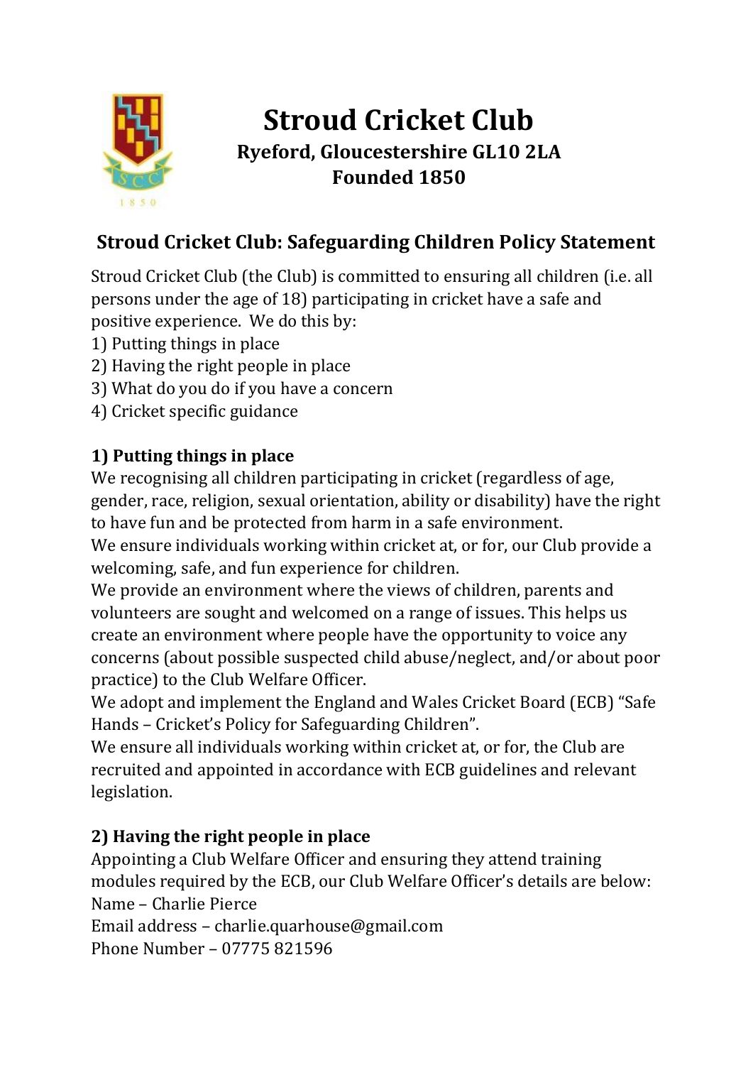# Stroud Cricket Club

**Ryeford, Gloucestershire GL10 2LA**
**Founded 1850**

## Stroud Cricket Club: Safeguarding Children Policy Statement

Stroud Cricket Club (the Club) is committed to ensuring all children (i.e. all persons under the age of 18) participating in cricket have a safe and positive experience. We do this by:

1) Putting things in place
2) Having the right people in place
3) What do you do if you have a concern
4) Cricket specific guidance

### 1) Putting things in place

We recognising all children participating in cricket (regardless of age, gender, race, religion, sexual orientation, ability or disability) have the right to have fun and be protected from harm in a safe environment.

We ensure individuals working within cricket at, or for, our Club provide a welcoming, safe, and fun experience for children.

We provide an environment where the views of children, parents and volunteers are sought and welcomed on a range of issues. This helps us create an environment where people have the opportunity to voice any concerns (about possible suspected child abuse/neglect, and/or about poor practice) to the Club Welfare Officer.

We adopt and implement the England and Wales Cricket Board (ECB) "Safe Hands – Cricket's Policy for Safeguarding Children".

We ensure all individuals working within cricket at, or for, the Club are recruited and appointed in accordance with ECB guidelines and relevant legislation.

### 2) Having the right people in place

Appointing a Club Welfare Officer and ensuring they attend training modules required by the ECB, our Club Welfare Officer's details are below:

Name – Charlie Pierce
Email address – charlie.quarhouse@gmail.com
Phone Number – 07775 821596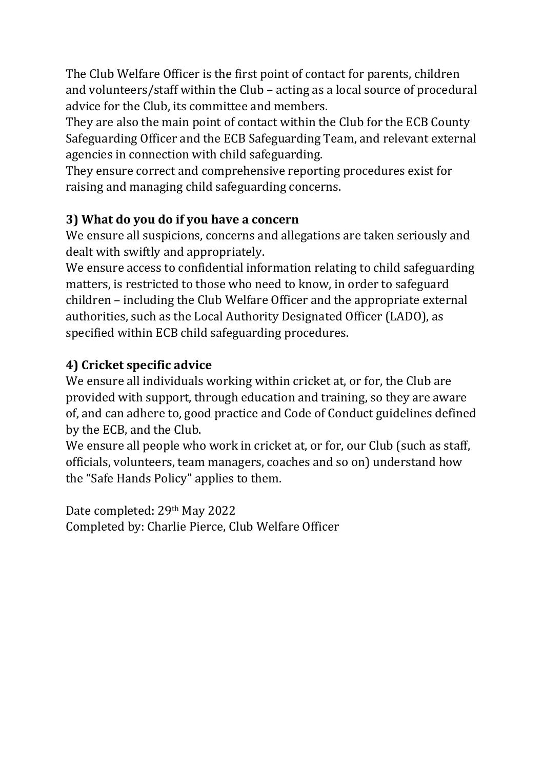The Club Welfare Officer is the first point of contact for parents, children and volunteers/staff within the Club – acting as a local source of procedural advice for the Club, its committee and members.
They are also the main point of contact within the Club for the ECB County Safeguarding Officer and the ECB Safeguarding Team, and relevant external agencies in connection with child safeguarding.
They ensure correct and comprehensive reporting procedures exist for raising and managing child safeguarding concerns.

### 3) What do you do if you have a concern

We ensure all suspicions, concerns and allegations are taken seriously and dealt with swiftly and appropriately.
We ensure access to confidential information relating to child safeguarding matters, is restricted to those who need to know, in order to safeguard children – including the Club Welfare Officer and the appropriate external authorities, such as the Local Authority Designated Officer (LADO), as specified within ECB child safeguarding procedures.

### 4) Cricket specific advice

We ensure all individuals working within cricket at, or for, the Club are provided with support, through education and training, so they are aware of, and can adhere to, good practice and Code of Conduct guidelines defined by the ECB, and the Club.
We ensure all people who work in cricket at, or for, our Club (such as staff, officials, volunteers, team managers, coaches and so on) understand how the "Safe Hands Policy" applies to them.

Date completed: 29th May 2022
Completed by: Charlie Pierce, Club Welfare Officer